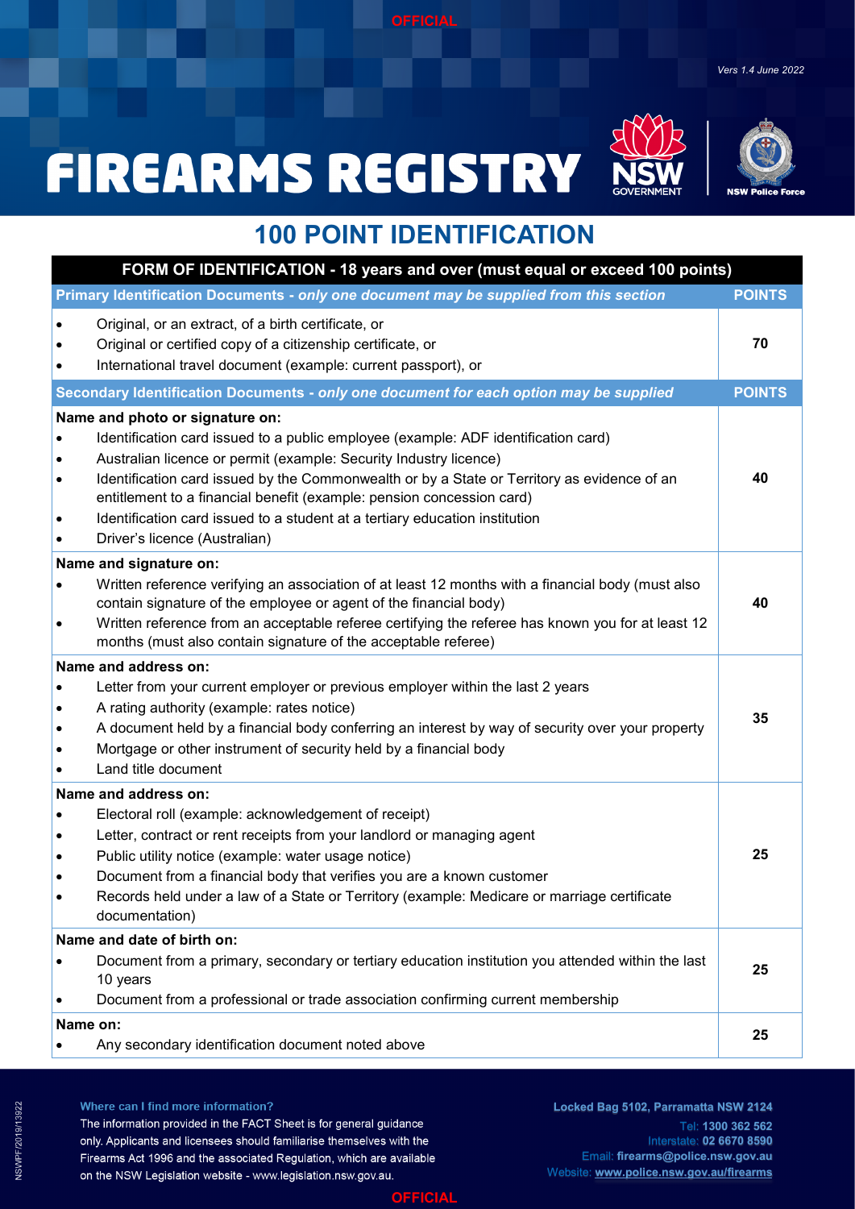OFFICIAL

*Vers 1.4 June 2022*

# FIREARMS REGISTRY

## 100 POINT IDENTIFICATION

| FORM OF IDENTIFICATION - 18 years and over (must equal or exceed 100 points) | |
|---|---|
| **Primary Identification Documents** - *only one document may be supplied from this section* | **POINTS** |
| • Original, or an extract, of a birth certificate, or<br>• Original or certified copy of a citizenship certificate, or<br>• International travel document (example: current passport), or | 70 |
| **Secondary Identification Documents** - *only one document for each option may be supplied* | **POINTS** |
| **Name and photo or signature on:**<br>• Identification card issued to a public employee (example: ADF identification card)<br>• Australian licence or permit (example: Security Industry licence)<br>• Identification card issued by the Commonwealth or by a State or Territory as evidence of an entitlement to a financial benefit (example: pension concession card)<br>• Identification card issued to a student at a tertiary education institution<br>• Driver's licence (Australian) | 40 |
| **Name and signature on:**<br>• Written reference verifying an association of at least 12 months with a financial body (must also contain signature of the employee or agent of the financial body)<br>• Written reference from an acceptable referee certifying the referee has known you for at least 12 months (must also contain signature of the acceptable referee) | 40 |
| **Name and address on:**<br>• Letter from your current employer or previous employer within the last 2 years<br>• A rating authority (example: rates notice)<br>• A document held by a financial body conferring an interest by way of security over your property<br>• Mortgage or other instrument of security held by a financial body<br>• Land title document | 35 |
| **Name and address on:**<br>• Electoral roll (example: acknowledgement of receipt)<br>• Letter, contract or rent receipts from your landlord or managing agent<br>• Public utility notice (example: water usage notice)<br>• Document from a financial body that verifies you are a known customer<br>• Records held under a law of a State or Territory (example: Medicare or marriage certificate documentation) | 25 |
| **Name and date of birth on:**<br>• Document from a primary, secondary or tertiary education institution you attended within the last 10 years<br>• Document from a professional or trade association confirming current membership | 25 |
| **Name on:**<br>• Any secondary identification document noted above | 25 |

**Where can I find more information?**

The information provided in the FACT Sheet is for general guidance only. Applicants and licensees should familiarise themselves with the Firearms Act 1996 and the associated Regulation, which are available on the NSW Legislation website - www.legislation.nsw.gov.au.

**Locked Bag 5102, Parramatta NSW 2124**
Tel: **1300 362 562**
Interstate: **02 6670 8590**
Email: **firearms@police.nsw.gov.au**
Website: **www.police.nsw.gov.au/firearms**

NSWPF/2019/13922

OFFICIAL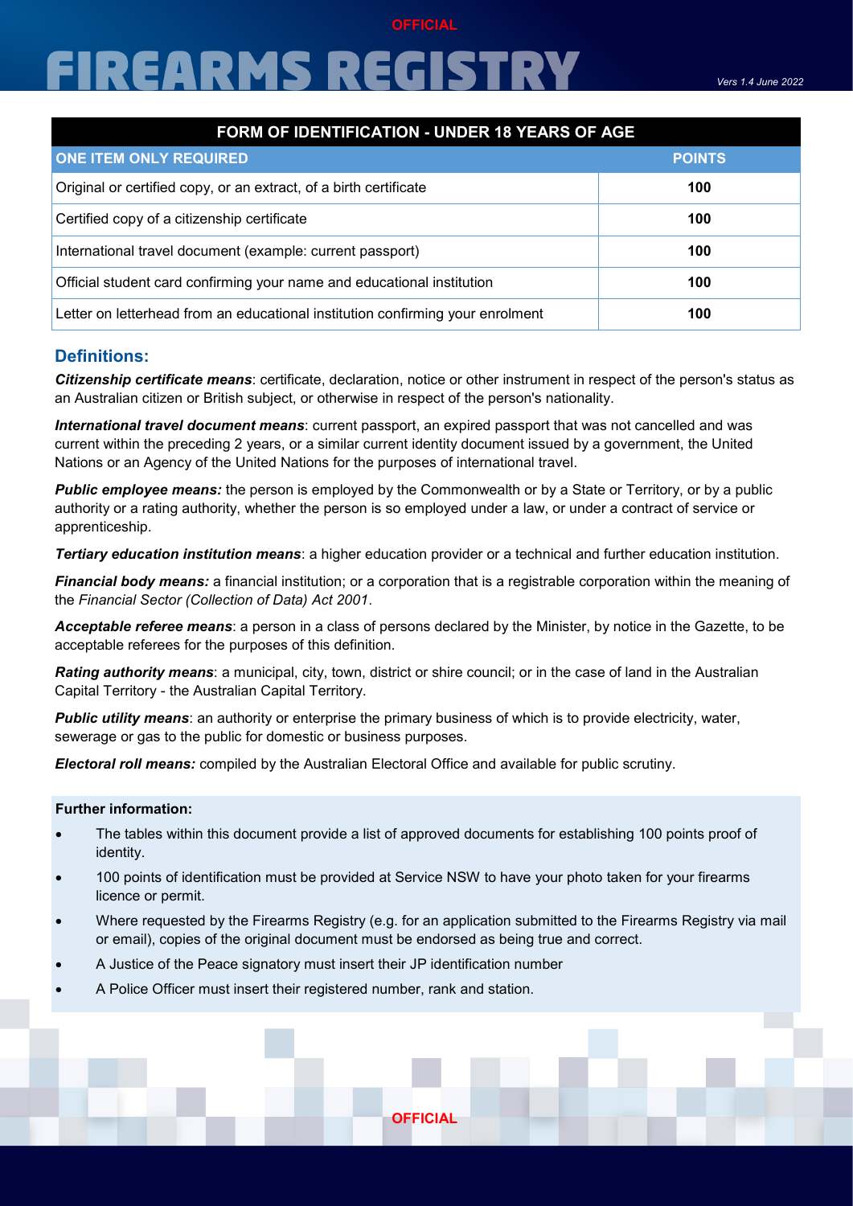| FORM OF IDENTIFICATION - UNDER 18 YEARS OF AGE | |
|---|---|
| **ONE ITEM ONLY REQUIRED** | **POINTS** |
| Original or certified copy, or an extract, of a birth certificate | **100** |
| Certified copy of a citizenship certificate | **100** |
| International travel document (example: current passport) | **100** |
| Official student card confirming your name and educational institution | **100** |
| Letter on letterhead from an educational institution confirming your enrolment | **100** |

## Definitions:

***Citizenship certificate means***: certificate, declaration, notice or other instrument in respect of the person's status as an Australian citizen or British subject, or otherwise in respect of the person's nationality.

***International travel document means***: current passport, an expired passport that was not cancelled and was current within the preceding 2 years, or a similar current identity document issued by a government, the United Nations or an Agency of the United Nations for the purposes of international travel.

***Public employee means:*** the person is employed by the Commonwealth or by a State or Territory, or by a public authority or a rating authority, whether the person is so employed under a law, or under a contract of service or apprenticeship.

***Tertiary education institution means***: a higher education provider or a technical and further education institution.

***Financial body means:*** a financial institution; or a corporation that is a registrable corporation within the meaning of the *Financial Sector (Collection of Data) Act 2001*.

***Acceptable referee means***: a person in a class of persons declared by the Minister, by notice in the Gazette, to be acceptable referees for the purposes of this definition.

***Rating authority means***: a municipal, city, town, district or shire council; or in the case of land in the Australian Capital Territory - the Australian Capital Territory.

***Public utility means***: an authority or enterprise the primary business of which is to provide electricity, water, sewerage or gas to the public for domestic or business purposes.

***Electoral roll means:*** compiled by the Australian Electoral Office and available for public scrutiny.

**Further information:**

- The tables within this document provide a list of approved documents for establishing 100 points proof of identity.
- 100 points of identification must be provided at Service NSW to have your photo taken for your firearms licence or permit.
- Where requested by the Firearms Registry (e.g. for an application submitted to the Firearms Registry via mail or email), copies of the original document must be endorsed as being true and correct.
- A Justice of the Peace signatory must insert their JP identification number
- A Police Officer must insert their registered number, rank and station.